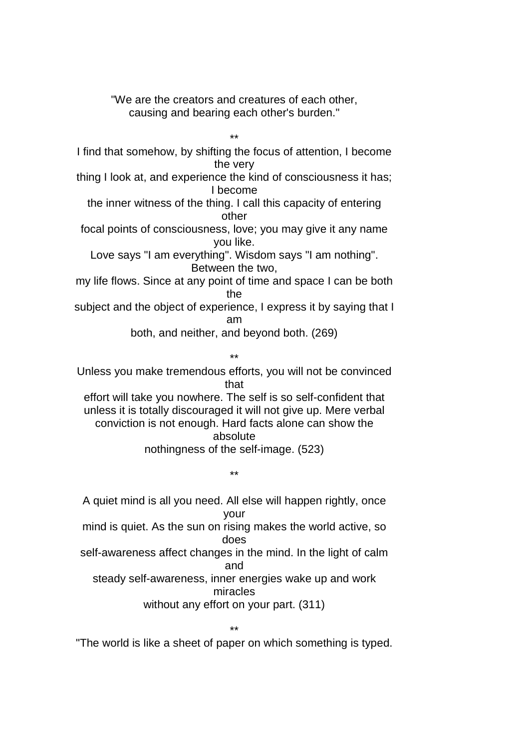"We are the creators and creatures of each other,
causing and bearing each other's burden."

**

I find that somehow, by shifting the focus of attention, I become the very thing I look at, and experience the kind of consciousness it has; I become the inner witness of the thing. I call this capacity of entering other focal points of consciousness, love; you may give it any name you like. Love says "I am everything". Wisdom says "I am nothing". Between the two, my life flows. Since at any point of time and space I can be both the subject and the object of experience, I express it by saying that I am both, and neither, and beyond both. (269)

**

Unless you make tremendous efforts, you will not be convinced that effort will take you nowhere. The self is so self-confident that unless it is totally discouraged it will not give up. Mere verbal conviction is not enough. Hard facts alone can show the absolute nothingness of the self-image. (523)

**

A quiet mind is all you need. All else will happen rightly, once your mind is quiet. As the sun on rising makes the world active, so does self-awareness affect changes in the mind. In the light of calm and steady self-awareness, inner energies wake up and work miracles without any effort on your part. (311)

**

"The world is like a sheet of paper on which something is typed.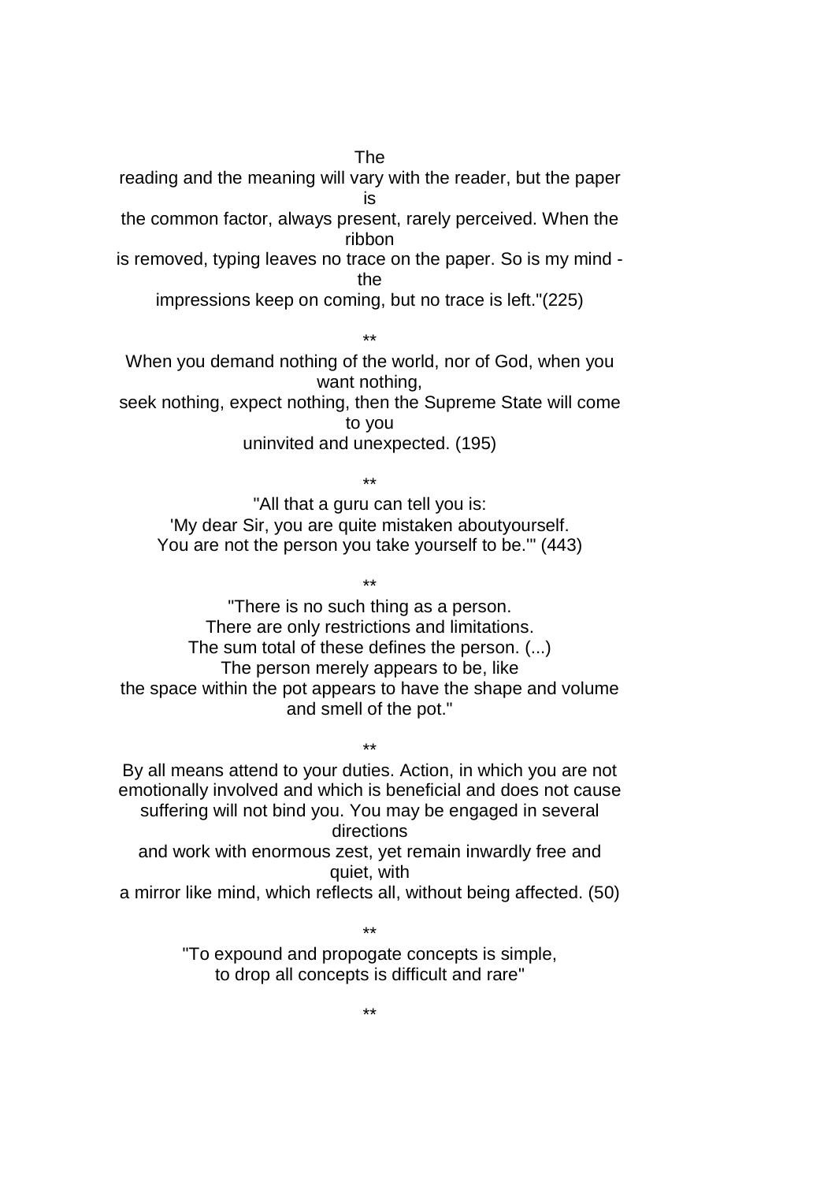The reading and the meaning will vary with the reader, but the paper is the common factor, always present, rarely perceived. When the ribbon is removed, typing leaves no trace on the paper. So is my mind - the impressions keep on coming, but no trace is left."(225)

**

When you demand nothing of the world, nor of God, when you want nothing, seek nothing, expect nothing, then the Supreme State will come to you uninvited and unexpected. (195)

**

"All that a guru can tell you is:
'My dear Sir, you are quite mistaken aboutyourself.
You are not the person you take yourself to be.'" (443)

**

"There is no such thing as a person.
There are only restrictions and limitations.
The sum total of these defines the person. (...)
The person merely appears to be, like the space within the pot appears to have the shape and volume and smell of the pot."

**

By all means attend to your duties. Action, in which you are not emotionally involved and which is beneficial and does not cause suffering will not bind you. You may be engaged in several directions and work with enormous zest, yet remain inwardly free and quiet, with a mirror like mind, which reflects all, without being affected. (50)

**

"To expound and propogate concepts is simple,
to drop all concepts is difficult and rare"

**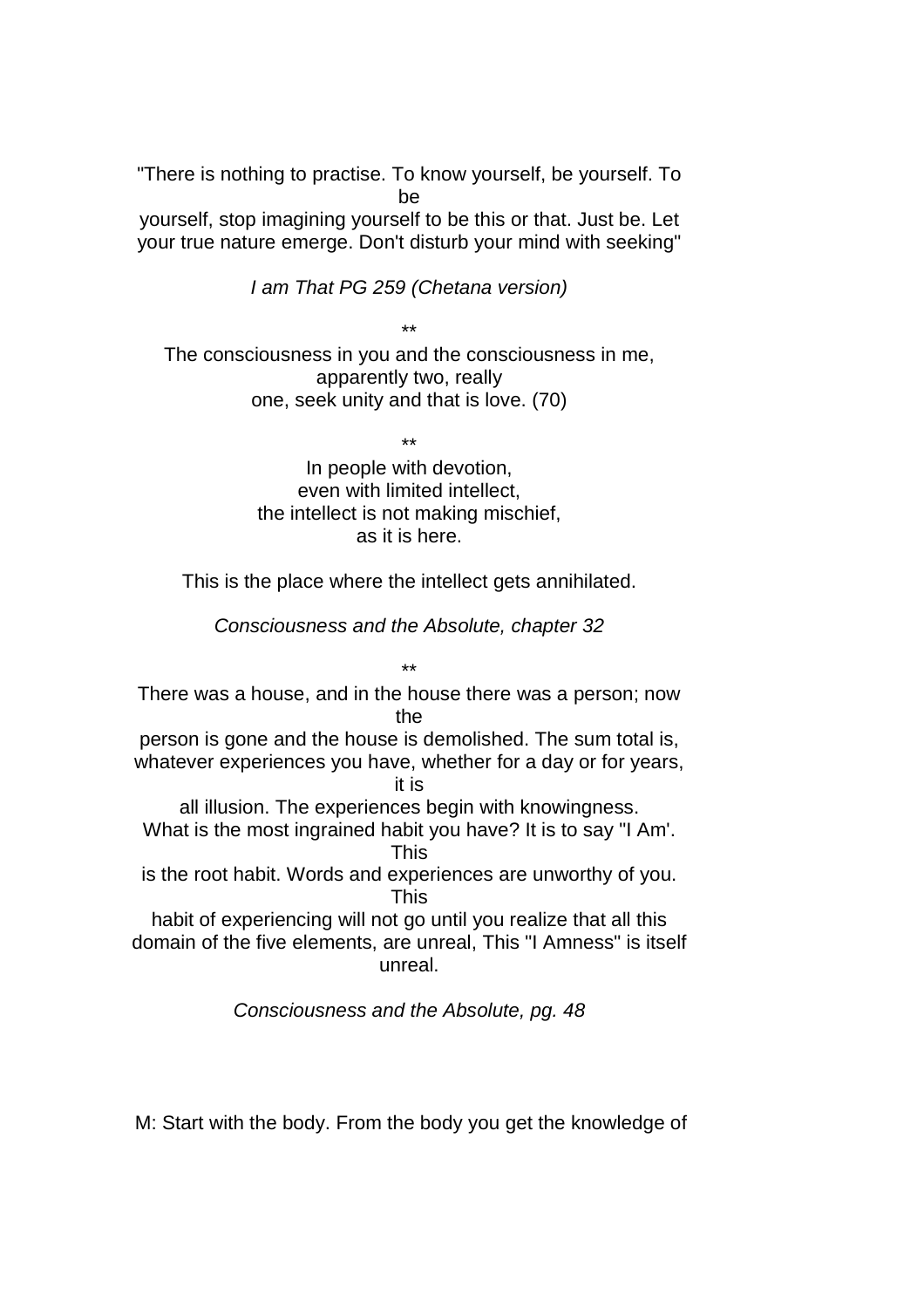"There is nothing to practise. To know yourself, be yourself. To be yourself, stop imagining yourself to be this or that. Just be. Let your true nature emerge. Don't disturb your mind with seeking"

*I am That PG 259 (Chetana version)*

**

The consciousness in you and the consciousness in me, apparently two, really one, seek unity and that is love. (70)

**

In people with devotion,
even with limited intellect,
the intellect is not making mischief,
as it is here.

This is the place where the intellect gets annihilated.

*Consciousness and the Absolute, chapter 32*

**

There was a house, and in the house there was a person; now the person is gone and the house is demolished. The sum total is, whatever experiences you have, whether for a day or for years, it is all illusion. The experiences begin with knowingness. What is the most ingrained habit you have? It is to say "I Am'. This is the root habit. Words and experiences are unworthy of you. This habit of experiencing will not go until you realize that all this domain of the five elements, are unreal, This "I Amness" is itself unreal.

*Consciousness and the Absolute, pg. 48*

M: Start with the body. From the body you get the knowledge of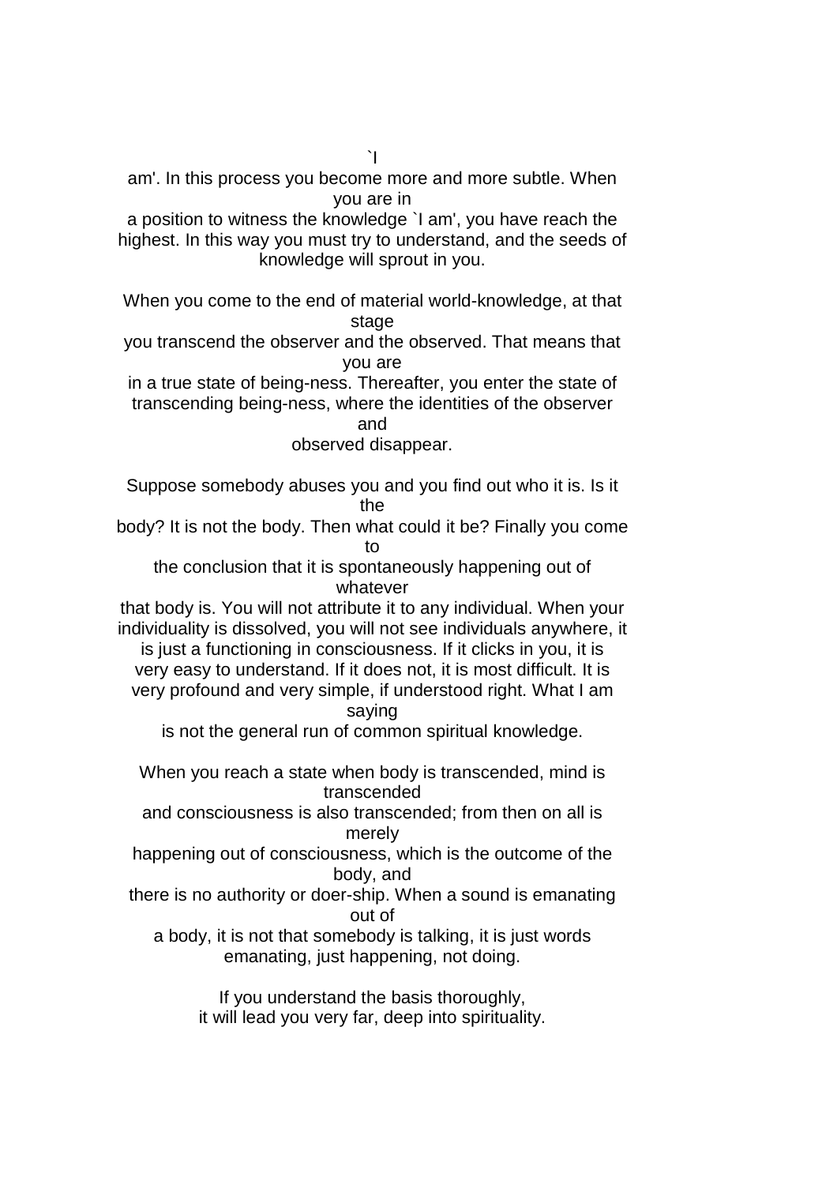`I am'. In this process you become more and more subtle. When you are in a position to witness the knowledge `I am', you have reach the highest. In this way you must try to understand, and the seeds of knowledge will sprout in you.

When you come to the end of material world-knowledge, at that stage you transcend the observer and the observed. That means that you are in a true state of being-ness. Thereafter, you enter the state of transcending being-ness, where the identities of the observer and observed disappear.

Suppose somebody abuses you and you find out who it is. Is it the body? It is not the body. Then what could it be? Finally you come to the conclusion that it is spontaneously happening out of whatever that body is. You will not attribute it to any individual. When your individuality is dissolved, you will not see individuals anywhere, it is just a functioning in consciousness. If it clicks in you, it is very easy to understand. If it does not, it is most difficult. It is very profound and very simple, if understood right. What I am saying is not the general run of common spiritual knowledge.

When you reach a state when body is transcended, mind is transcended and consciousness is also transcended; from then on all is merely happening out of consciousness, which is the outcome of the body, and there is no authority or doer-ship. When a sound is emanating out of a body, it is not that somebody is talking, it is just words emanating, just happening, not doing.

If you understand the basis thoroughly, it will lead you very far, deep into spirituality.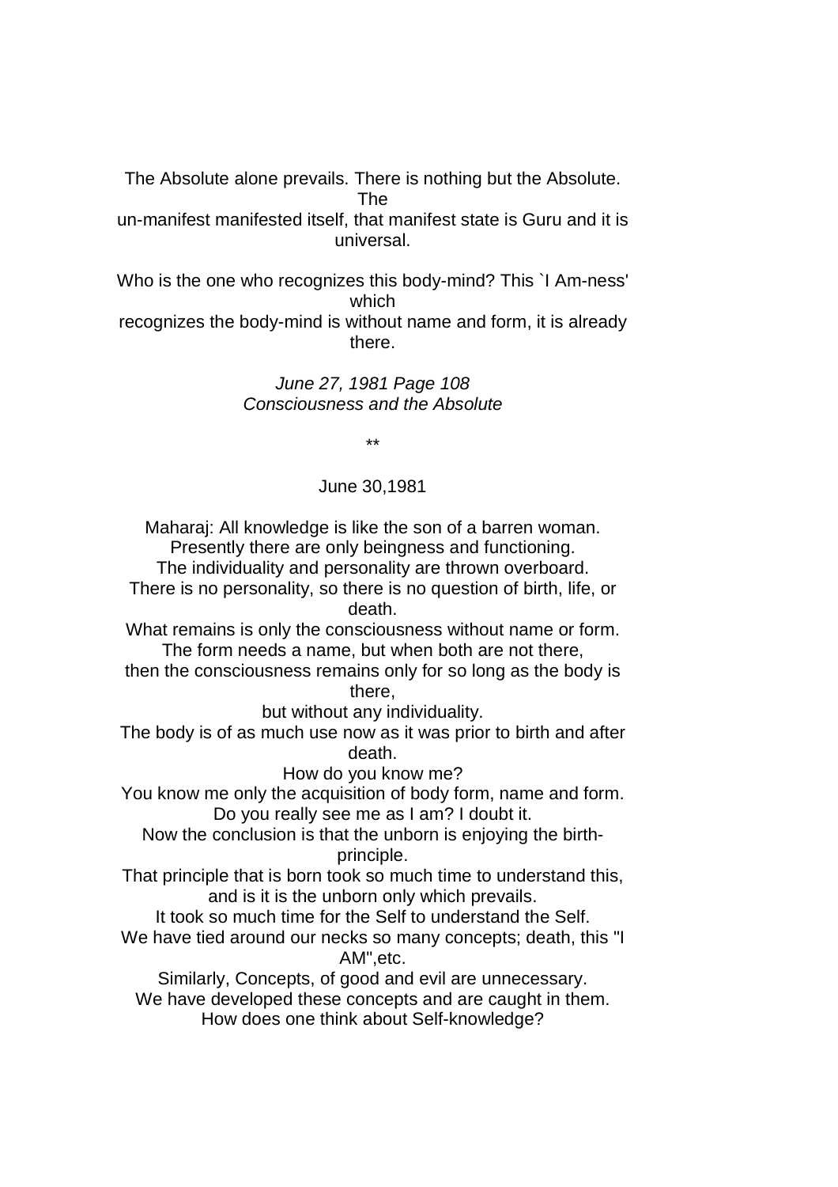The Absolute alone prevails. There is nothing but the Absolute. The un-manifest manifested itself, that manifest state is Guru and it is universal.

Who is the one who recognizes this body-mind? This `I Am-ness' which recognizes the body-mind is without name and form, it is already there.

*June 27, 1981 Page 108*
*Consciousness and the Absolute*

**

June 30,1981

Maharaj: All knowledge is like the son of a barren woman.
Presently there are only beingness and functioning.
The individuality and personality are thrown overboard.
There is no personality, so there is no question of birth, life, or death.
What remains is only the consciousness without name or form.
The form needs a name, but when both are not there,
then the consciousness remains only for so long as the body is there,
but without any individuality.
The body is of as much use now as it was prior to birth and after death.
How do you know me?
You know me only the acquisition of body form, name and form.
Do you really see me as I am? I doubt it.
Now the conclusion is that the unborn is enjoying the birth-principle.
That principle that is born took so much time to understand this, and is it is the unborn only which prevails.
It took so much time for the Self to understand the Self.
We have tied around our necks so many concepts; death, this "I AM",etc.
Similarly, Concepts, of good and evil are unnecessary.
We have developed these concepts and are caught in them.
How does one think about Self-knowledge?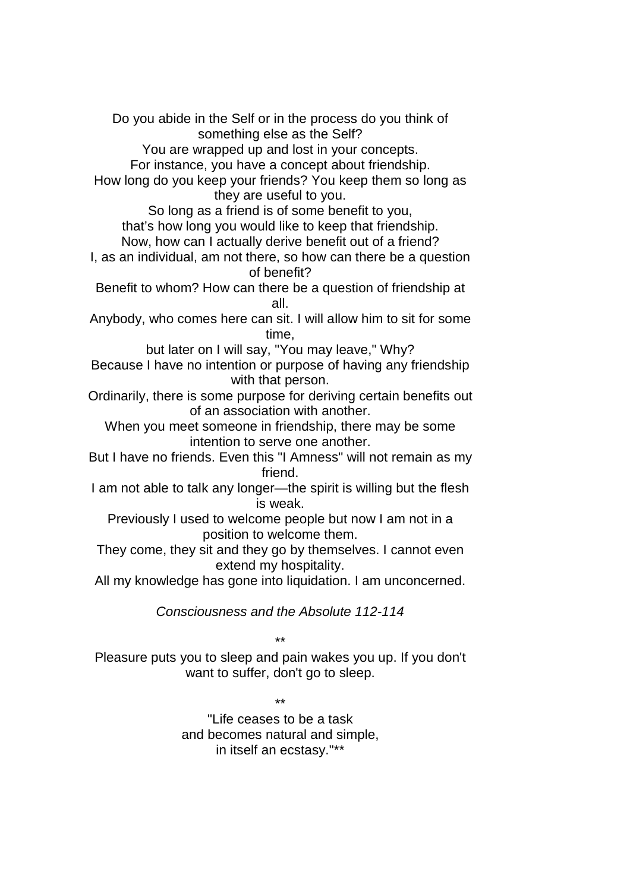Do you abide in the Self or in the process do you think of something else as the Self?
You are wrapped up and lost in your concepts.
For instance, you have a concept about friendship.
How long do you keep your friends? You keep them so long as they are useful to you.
So long as a friend is of some benefit to you,
that's how long you would like to keep that friendship.
Now, how can I actually derive benefit out of a friend?
I, as an individual, am not there, so how can there be a question of benefit?
Benefit to whom? How can there be a question of friendship at all.
Anybody, who comes here can sit. I will allow him to sit for some time,
but later on I will say, "You may leave," Why?
Because I have no intention or purpose of having any friendship with that person.
Ordinarily, there is some purpose for deriving certain benefits out of an association with another.
When you meet someone in friendship, there may be some intention to serve one another.
But I have no friends. Even this "I Amness" will not remain as my friend.
I am not able to talk any longer—the spirit is willing but the flesh is weak.
Previously I used to welcome people but now I am not in a position to welcome them.
They come, they sit and they go by themselves. I cannot even extend my hospitality.
All my knowledge has gone into liquidation. I am unconcerned.

*Consciousness and the Absolute 112-114*

**

Pleasure puts you to sleep and pain wakes you up. If you don't want to suffer, don't go to sleep.

**

"Life ceases to be a task
and becomes natural and simple,
in itself an ecstasy."**